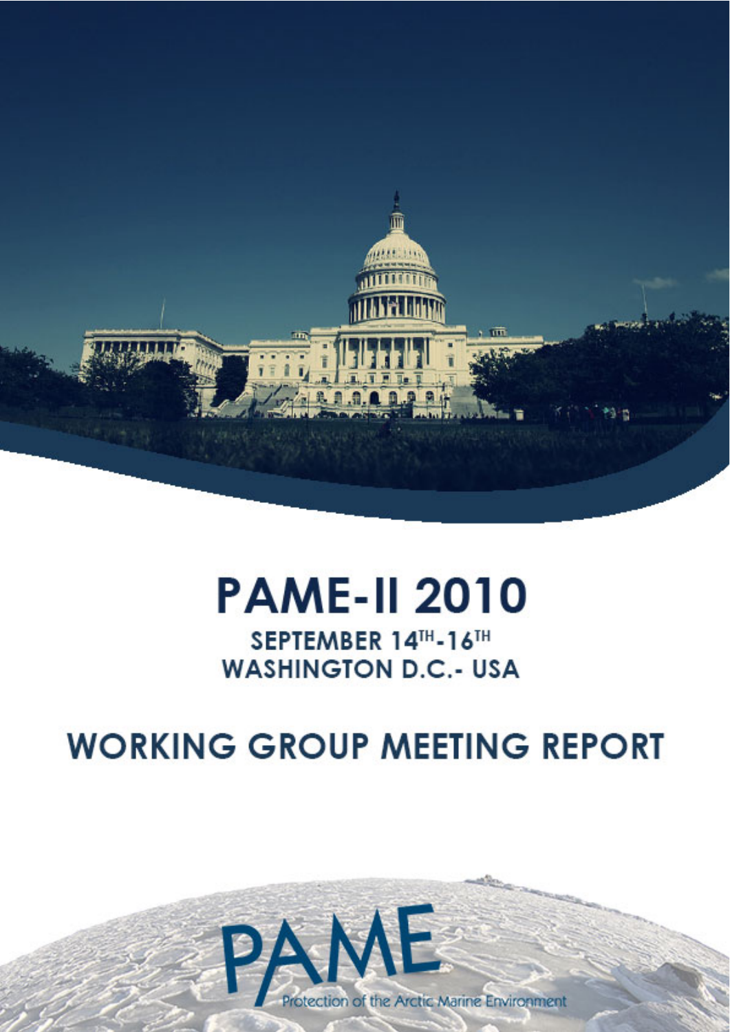# PAME-II 2010

**SEPTEMBER 14TH-16TH**
**WASHINGTON D.C.- USA**

## WORKING GROUP MEETING REPORT

PAME

Protection of the Arctic Marine Environment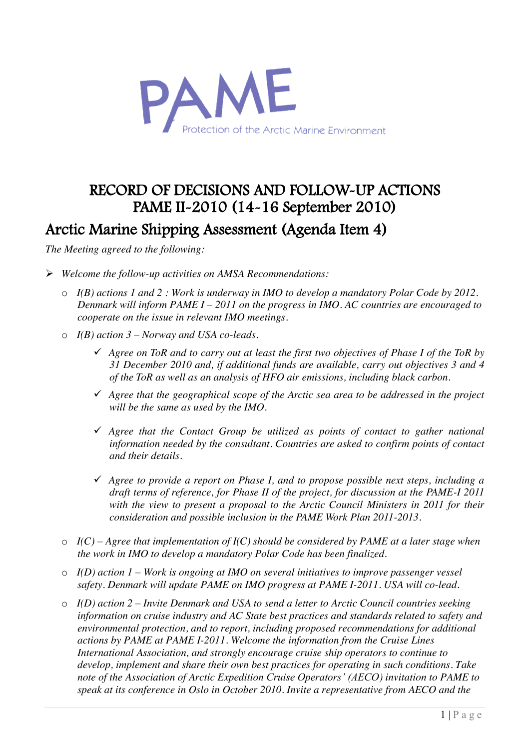PAME

Protection of the Arctic Marine Environment

# RECORD OF DECISIONS AND FOLLOW-UP ACTIONS PAME II-2010 (14-16 September 2010)

## Arctic Marine Shipping Assessment (Agenda Item 4)

*The Meeting agreed to the following:*

- *Welcome the follow-up activities on AMSA Recommendations:*
  - *I(B) actions 1 and 2 : Work is underway in IMO to develop a mandatory Polar Code by 2012. Denmark will inform PAME I – 2011 on the progress in IMO. AC countries are encouraged to cooperate on the issue in relevant IMO meetings.*
  - *I(B) action 3 – Norway and USA co-leads.*
    - ✓ *Agree on ToR and to carry out at least the first two objectives of Phase I of the ToR by 31 December 2010 and, if additional funds are available, carry out objectives 3 and 4 of the ToR as well as an analysis of HFO air emissions, including black carbon.*
    - ✓ *Agree that the geographical scope of the Arctic sea area to be addressed in the project will be the same as used by the IMO.*
    - ✓ *Agree that the Contact Group be utilized as points of contact to gather national information needed by the consultant. Countries are asked to confirm points of contact and their details.*
    - ✓ *Agree to provide a report on Phase I, and to propose possible next steps, including a draft terms of reference, for Phase II of the project, for discussion at the PAME-I 2011 with the view to present a proposal to the Arctic Council Ministers in 2011 for their consideration and possible inclusion in the PAME Work Plan 2011-2013.*
  - *I(C) – Agree that implementation of I(C) should be considered by PAME at a later stage when the work in IMO to develop a mandatory Polar Code has been finalized.*
  - *I(D) action 1 – Work is ongoing at IMO on several initiatives to improve passenger vessel safety. Denmark will update PAME on IMO progress at PAME I-2011. USA will co-lead.*
  - *I(D) action 2 – Invite Denmark and USA to send a letter to Arctic Council countries seeking information on cruise industry and AC State best practices and standards related to safety and environmental protection, and to report, including proposed recommendations for additional actions by PAME at PAME I-2011. Welcome the information from the Cruise Lines International Association, and strongly encourage cruise ship operators to continue to develop, implement and share their own best practices for operating in such conditions. Take note of the Association of Arctic Expedition Cruise Operators' (AECO) invitation to PAME to speak at its conference in Oslo in October 2010. Invite a representative from AECO and the*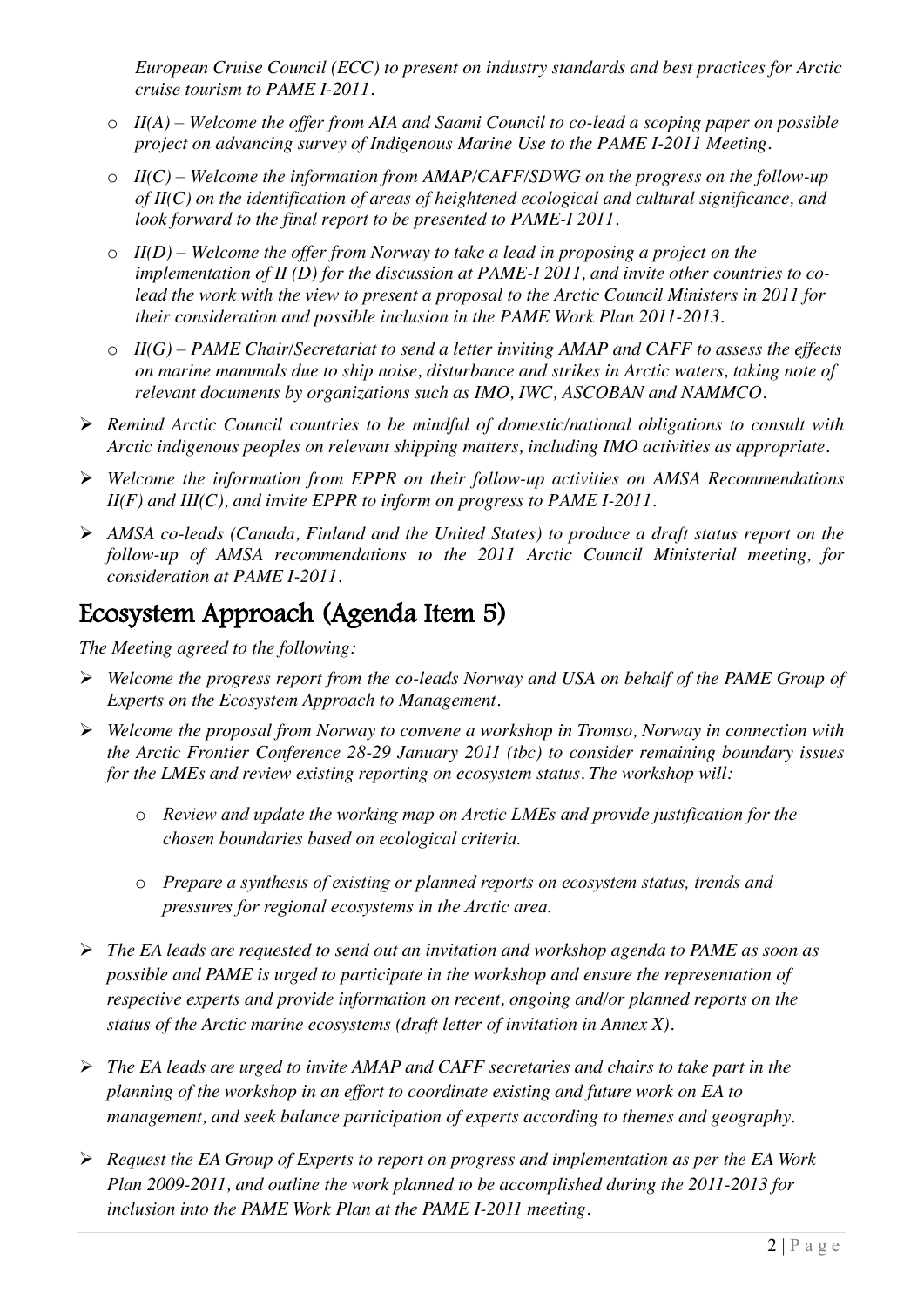*European Cruise Council (ECC) to present on industry standards and best practices for Arctic cruise tourism to PAME I-2011.*

  - *II(A) – Welcome the offer from AIA and Saami Council to co-lead a scoping paper on possible project on advancing survey of Indigenous Marine Use to the PAME I-2011 Meeting.*
  - *II(C) – Welcome the information from AMAP/CAFF/SDWG on the progress on the follow-up of II(C) on the identification of areas of heightened ecological and cultural significance, and look forward to the final report to be presented to PAME-I 2011.*
  - *II(D) – Welcome the offer from Norway to take a lead in proposing a project on the implementation of II (D) for the discussion at PAME-I 2011, and invite other countries to co-lead the work with the view to present a proposal to the Arctic Council Ministers in 2011 for their consideration and possible inclusion in the PAME Work Plan 2011-2013.*
  - *II(G) – PAME Chair/Secretariat to send a letter inviting AMAP and CAFF to assess the effects on marine mammals due to ship noise, disturbance and strikes in Arctic waters, taking note of relevant documents by organizations such as IMO, IWC, ASCOBAN and NAMMCO.*

- *Remind Arctic Council countries to be mindful of domestic/national obligations to consult with Arctic indigenous peoples on relevant shipping matters, including IMO activities as appropriate.*
- *Welcome the information from EPPR on their follow-up activities on AMSA Recommendations II(F) and III(C), and invite EPPR to inform on progress to PAME I-2011.*
- *AMSA co-leads (Canada, Finland and the United States) to produce a draft status report on the follow-up of AMSA recommendations to the 2011 Arctic Council Ministerial meeting, for consideration at PAME I-2011.*

## Ecosystem Approach (Agenda Item 5)

*The Meeting agreed to the following:*

- *Welcome the progress report from the co-leads Norway and USA on behalf of the PAME Group of Experts on the Ecosystem Approach to Management.*
- *Welcome the proposal from Norway to convene a workshop in Tromso, Norway in connection with the Arctic Frontier Conference 28-29 January 2011 (tbc) to consider remaining boundary issues for the LMEs and review existing reporting on ecosystem status. The workshop will:*
  - *Review and update the working map on Arctic LMEs and provide justification for the chosen boundaries based on ecological criteria.*
  - *Prepare a synthesis of existing or planned reports on ecosystem status, trends and pressures for regional ecosystems in the Arctic area.*
- *The EA leads are requested to send out an invitation and workshop agenda to PAME as soon as possible and PAME is urged to participate in the workshop and ensure the representation of respective experts and provide information on recent, ongoing and/or planned reports on the status of the Arctic marine ecosystems (draft letter of invitation in Annex X).*
- *The EA leads are urged to invite AMAP and CAFF secretaries and chairs to take part in the planning of the workshop in an effort to coordinate existing and future work on EA to management, and seek balance participation of experts according to themes and geography.*
- *Request the EA Group of Experts to report on progress and implementation as per the EA Work Plan 2009-2011, and outline the work planned to be accomplished during the 2011-2013 for inclusion into the PAME Work Plan at the PAME I-2011 meeting.*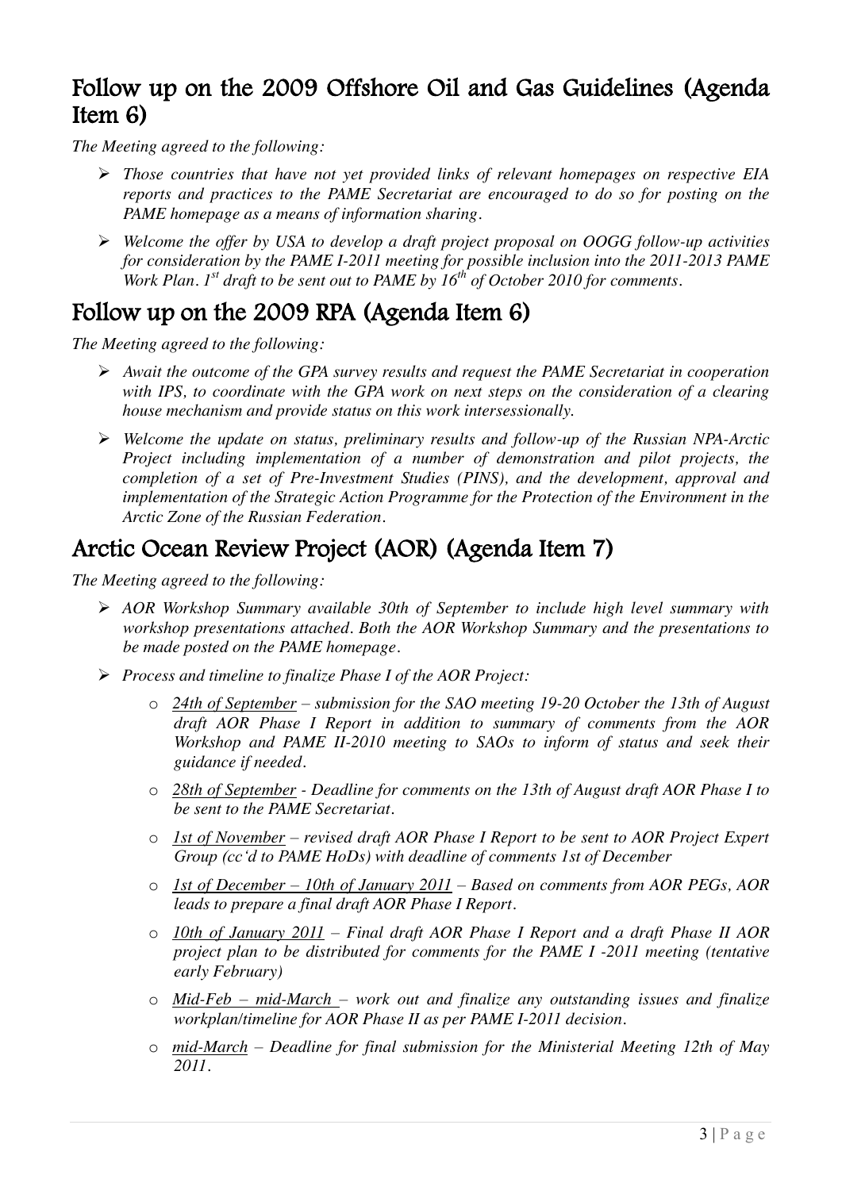## Follow up on the 2009 Offshore Oil and Gas Guidelines (Agenda Item 6)

*The Meeting agreed to the following:*

- *Those countries that have not yet provided links of relevant homepages on respective EIA reports and practices to the PAME Secretariat are encouraged to do so for posting on the PAME homepage as a means of information sharing.*
- *Welcome the offer by USA to develop a draft project proposal on OOGG follow-up activities for consideration by the PAME I-2011 meeting for possible inclusion into the 2011-2013 PAME Work Plan. 1st draft to be sent out to PAME by 16th of October 2010 for comments.*

## Follow up on the 2009 RPA (Agenda Item 6)

*The Meeting agreed to the following:*

- *Await the outcome of the GPA survey results and request the PAME Secretariat in cooperation with IPS, to coordinate with the GPA work on next steps on the consideration of a clearing house mechanism and provide status on this work intersessionally.*
- *Welcome the update on status, preliminary results and follow-up of the Russian NPA-Arctic Project including implementation of a number of demonstration and pilot projects, the completion of a set of Pre-Investment Studies (PINS), and the development, approval and implementation of the Strategic Action Programme for the Protection of the Environment in the Arctic Zone of the Russian Federation.*

## Arctic Ocean Review Project (AOR) (Agenda Item 7)

*The Meeting agreed to the following:*

- *AOR Workshop Summary available 30th of September to include high level summary with workshop presentations attached. Both the AOR Workshop Summary and the presentations to be made posted on the PAME homepage.*
- *Process and timeline to finalize Phase I of the AOR Project:*
  - *24th of September – submission for the SAO meeting 19-20 October the 13th of August draft AOR Phase I Report in addition to summary of comments from the AOR Workshop and PAME II-2010 meeting to SAOs to inform of status and seek their guidance if needed.*
  - *28th of September - Deadline for comments on the 13th of August draft AOR Phase I to be sent to the PAME Secretariat.*
  - *1st of November – revised draft AOR Phase I Report to be sent to AOR Project Expert Group (cc'd to PAME HoDs) with deadline of comments 1st of December*
  - *1st of December – 10th of January 2011 – Based on comments from AOR PEGs, AOR leads to prepare a final draft AOR Phase I Report.*
  - *10th of January 2011 – Final draft AOR Phase I Report and a draft Phase II AOR project plan to be distributed for comments for the PAME I -2011 meeting (tentative early February)*
  - *Mid-Feb – mid-March – work out and finalize any outstanding issues and finalize workplan/timeline for AOR Phase II as per PAME I-2011 decision.*
  - *mid-March – Deadline for final submission for the Ministerial Meeting 12th of May 2011.*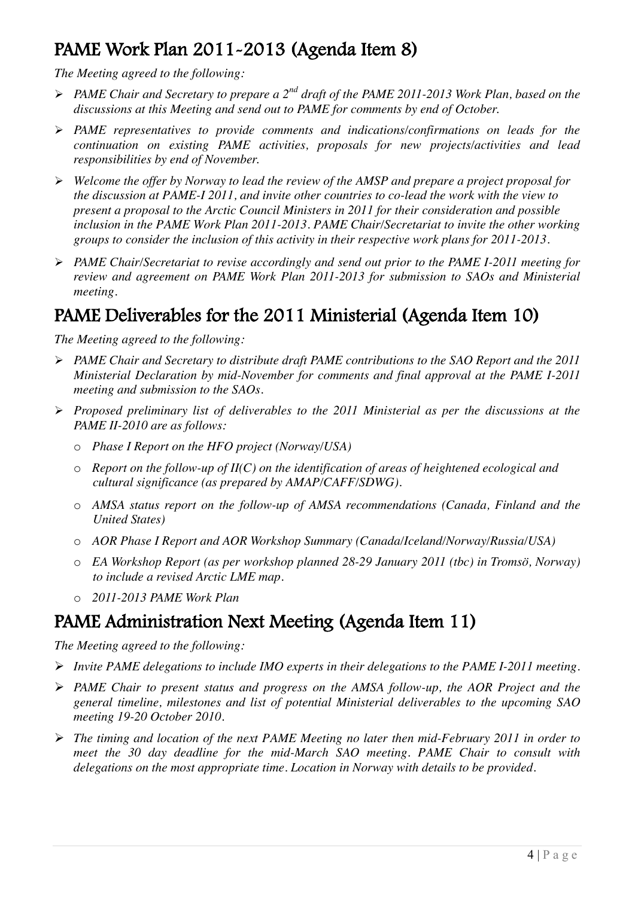## PAME Work Plan 2011-2013 (Agenda Item 8)

*The Meeting agreed to the following:*

- *PAME Chair and Secretary to prepare a 2nd draft of the PAME 2011-2013 Work Plan, based on the discussions at this Meeting and send out to PAME for comments by end of October.*
- *PAME representatives to provide comments and indications/confirmations on leads for the continuation on existing PAME activities, proposals for new projects/activities and lead responsibilities by end of November.*
- *Welcome the offer by Norway to lead the review of the AMSP and prepare a project proposal for the discussion at PAME-I 2011, and invite other countries to co-lead the work with the view to present a proposal to the Arctic Council Ministers in 2011 for their consideration and possible inclusion in the PAME Work Plan 2011-2013. PAME Chair/Secretariat to invite the other working groups to consider the inclusion of this activity in their respective work plans for 2011-2013.*
- *PAME Chair/Secretariat to revise accordingly and send out prior to the PAME I-2011 meeting for review and agreement on PAME Work Plan 2011-2013 for submission to SAOs and Ministerial meeting.*

## PAME Deliverables for the 2011 Ministerial (Agenda Item 10)

*The Meeting agreed to the following:*

- *PAME Chair and Secretary to distribute draft PAME contributions to the SAO Report and the 2011 Ministerial Declaration by mid-November for comments and final approval at the PAME I-2011 meeting and submission to the SAOs.*
- *Proposed preliminary list of deliverables to the 2011 Ministerial as per the discussions at the PAME II-2010 are as follows:*
  - *Phase I Report on the HFO project (Norway/USA)*
  - *Report on the follow-up of II(C) on the identification of areas of heightened ecological and cultural significance (as prepared by AMAP/CAFF/SDWG).*
  - *AMSA status report on the follow-up of AMSA recommendations (Canada, Finland and the United States)*
  - *AOR Phase I Report and AOR Workshop Summary (Canada/Iceland/Norway/Russia/USA)*
  - *EA Workshop Report (as per workshop planned 28-29 January 2011 (tbc) in Tromsö, Norway) to include a revised Arctic LME map.*
  - *2011-2013 PAME Work Plan*

## PAME Administration Next Meeting (Agenda Item 11)

*The Meeting agreed to the following:*

- *Invite PAME delegations to include IMO experts in their delegations to the PAME I-2011 meeting.*
- *PAME Chair to present status and progress on the AMSA follow-up, the AOR Project and the general timeline, milestones and list of potential Ministerial deliverables to the upcoming SAO meeting 19-20 October 2010.*
- *The timing and location of the next PAME Meeting no later then mid-February 2011 in order to meet the 30 day deadline for the mid-March SAO meeting. PAME Chair to consult with delegations on the most appropriate time. Location in Norway with details to be provided.*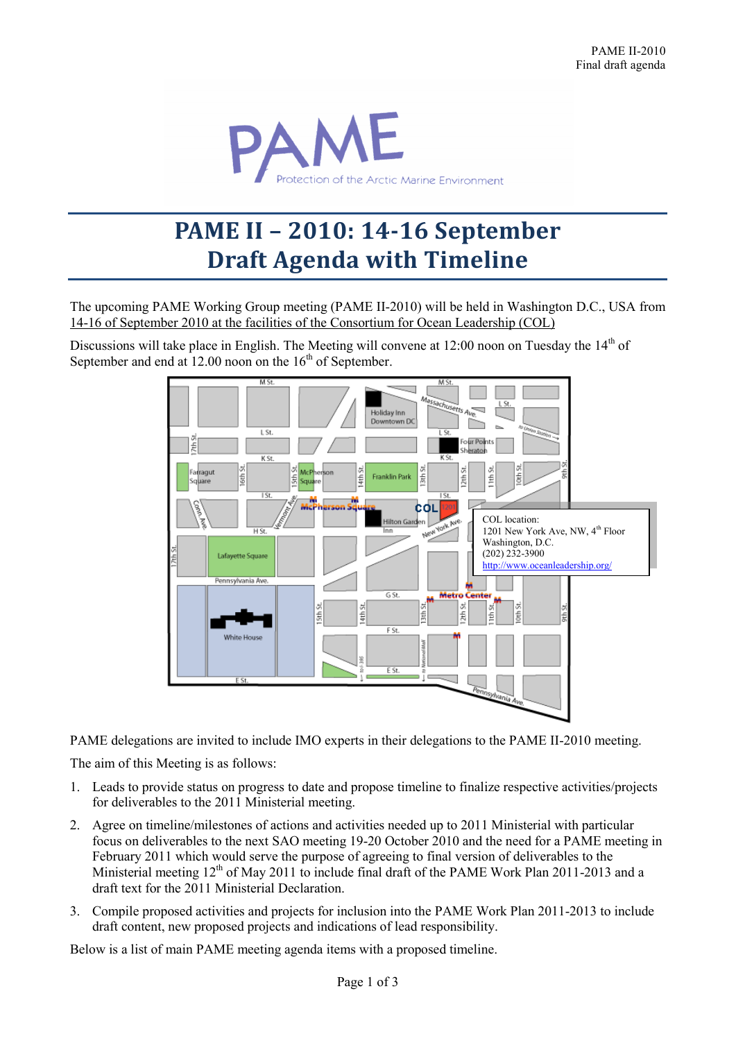PAME II-2010
Final draft agenda

# PAME II – 2010: 14-16 September
# Draft Agenda with Timeline

The upcoming PAME Working Group meeting (PAME II-2010) will be held in Washington D.C., USA from 14-16 of September 2010 at the facilities of the Consortium for Ocean Leadership (COL)

Discussions will take place in English. The Meeting will convene at 12:00 noon on Tuesday the 14th of September and end at 12.00 noon on the 16th of September.

COL location:
1201 New York Ave, NW, 4th Floor
Washington, D.C.
(202) 232-3900
http://www.oceanleadership.org/

PAME delegations are invited to include IMO experts in their delegations to the PAME II-2010 meeting.

The aim of this Meeting is as follows:

1. Leads to provide status on progress to date and propose timeline to finalize respective activities/projects for deliverables to the 2011 Ministerial meeting.
2. Agree on timeline/milestones of actions and activities needed up to 2011 Ministerial with particular focus on deliverables to the next SAO meeting 19-20 October 2010 and the need for a PAME meeting in February 2011 which would serve the purpose of agreeing to final version of deliverables to the Ministerial meeting 12th of May 2011 to include final draft of the PAME Work Plan 2011-2013 and a draft text for the 2011 Ministerial Declaration.
3. Compile proposed activities and projects for inclusion into the PAME Work Plan 2011-2013 to include draft content, new proposed projects and indications of lead responsibility.

Below is a list of main PAME meeting agenda items with a proposed timeline.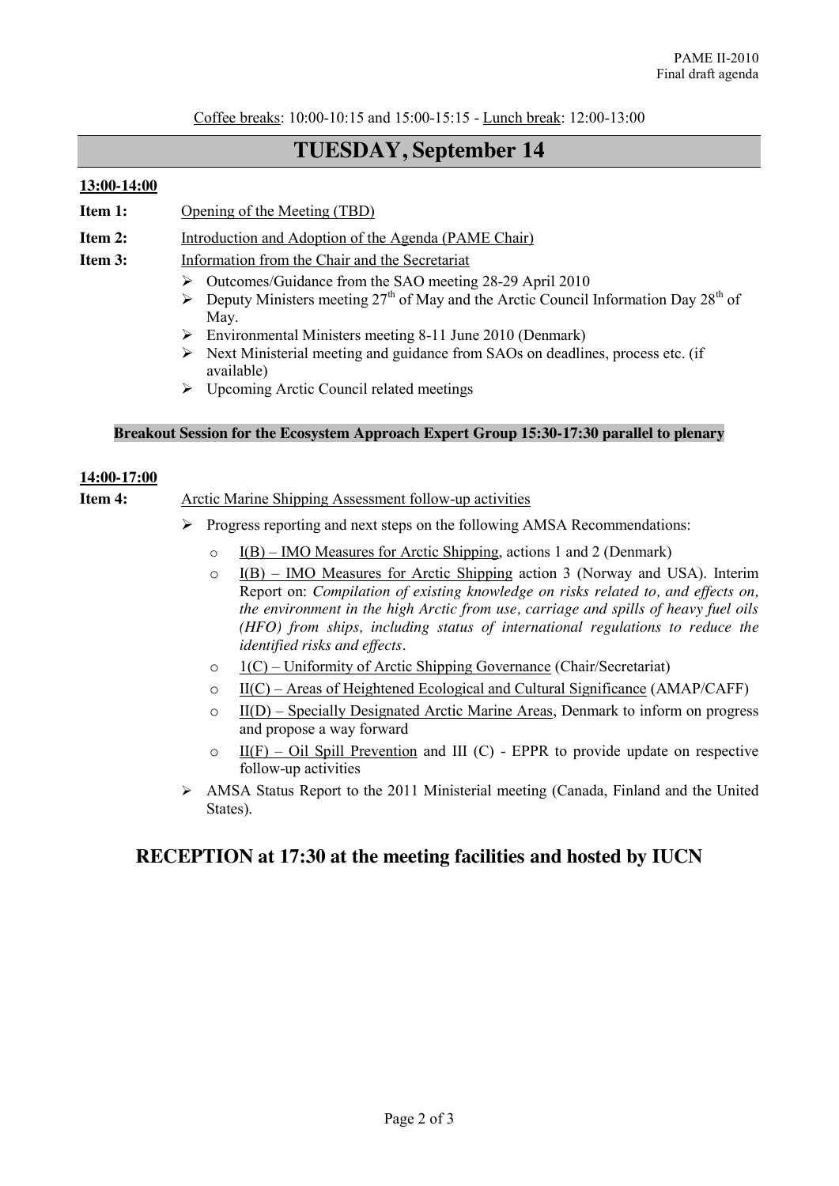Coffee breaks: 10:00-10:15 and 15:00-15:15 - Lunch break: 12:00-13:00

## TUESDAY, September 14

**13:00-14:00**

**Item 1:** Opening of the Meeting (TBD)

**Item 2:** Introduction and Adoption of the Agenda (PAME Chair)

**Item 3:** Information from the Chair and the Secretariat

- Outcomes/Guidance from the SAO meeting 28-29 April 2010
- Deputy Ministers meeting 27th of May and the Arctic Council Information Day 28th of May.
- Environmental Ministers meeting 8-11 June 2010 (Denmark)
- Next Ministerial meeting and guidance from SAOs on deadlines, process etc. (if available)
- Upcoming Arctic Council related meetings

**Breakout Session for the Ecosystem Approach Expert Group 15:30-17:30 parallel to plenary**

**14:00-17:00**

**Item 4:** Arctic Marine Shipping Assessment follow-up activities

- Progress reporting and next steps on the following AMSA Recommendations:
  - I(B) – IMO Measures for Arctic Shipping, actions 1 and 2 (Denmark)
  - I(B) – IMO Measures for Arctic Shipping action 3 (Norway and USA). Interim Report on: *Compilation of existing knowledge on risks related to, and effects on, the environment in the high Arctic from use, carriage and spills of heavy fuel oils (HFO) from ships, including status of international regulations to reduce the identified risks and effects*.
  - 1(C) – Uniformity of Arctic Shipping Governance (Chair/Secretariat)
  - II(C) – Areas of Heightened Ecological and Cultural Significance (AMAP/CAFF)
  - II(D) – Specially Designated Arctic Marine Areas, Denmark to inform on progress and propose a way forward
  - II(F) – Oil Spill Prevention and III (C) - EPPR to provide update on respective follow-up activities
- AMSA Status Report to the 2011 Ministerial meeting (Canada, Finland and the United States).

## RECEPTION at 17:30 at the meeting facilities and hosted by IUCN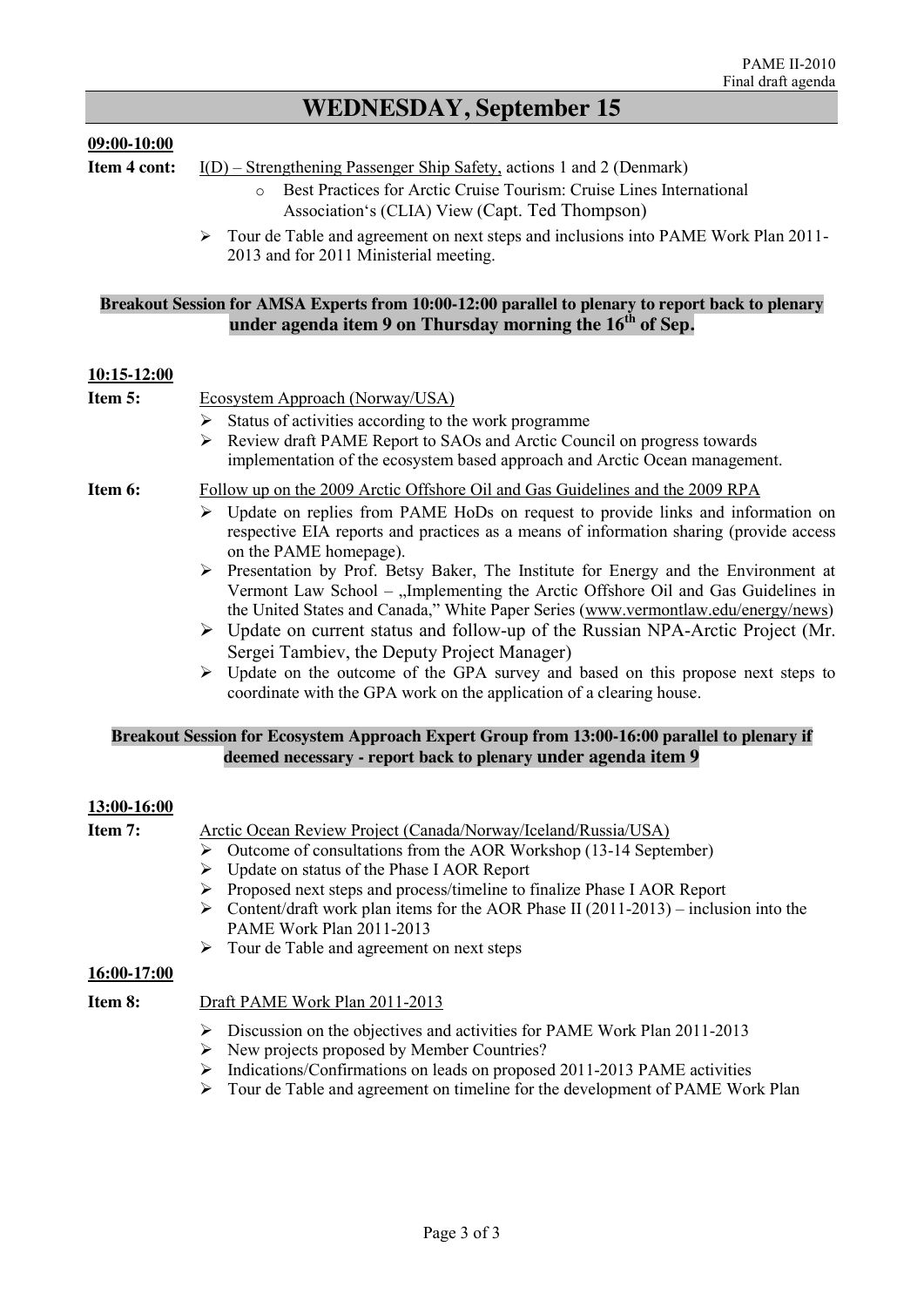# WEDNESDAY, September 15

**09:00-10:00**

**Item 4 cont:** I(D) – Strengthening Passenger Ship Safety, actions 1 and 2 (Denmark)

- Best Practices for Arctic Cruise Tourism: Cruise Lines International Association's (CLIA) View (Capt. Ted Thompson)
- Tour de Table and agreement on next steps and inclusions into PAME Work Plan 2011-2013 and for 2011 Ministerial meeting.

**Breakout Session for AMSA Experts from 10:00-12:00 parallel to plenary to report back to plenary under agenda item 9 on Thursday morning the 16th of Sep.**

**10:15-12:00**

**Item 5:** Ecosystem Approach (Norway/USA)

- Status of activities according to the work programme
- Review draft PAME Report to SAOs and Arctic Council on progress towards implementation of the ecosystem based approach and Arctic Ocean management.

**Item 6:** Follow up on the 2009 Arctic Offshore Oil and Gas Guidelines and the 2009 RPA

- Update on replies from PAME HoDs on request to provide links and information on respective EIA reports and practices as a means of information sharing (provide access on the PAME homepage).
- Presentation by Prof. Betsy Baker, The Institute for Energy and the Environment at Vermont Law School – „Implementing the Arctic Offshore Oil and Gas Guidelines in the United States and Canada," White Paper Series (www.vermontlaw.edu/energy/news)
- Update on current status and follow-up of the Russian NPA-Arctic Project (Mr. Sergei Tambiev, the Deputy Project Manager)
- Update on the outcome of the GPA survey and based on this propose next steps to coordinate with the GPA work on the application of a clearing house.

**Breakout Session for Ecosystem Approach Expert Group from 13:00-16:00 parallel to plenary if deemed necessary - report back to plenary under agenda item 9**

**13:00-16:00**

**Item 7:** Arctic Ocean Review Project (Canada/Norway/Iceland/Russia/USA)

- Outcome of consultations from the AOR Workshop (13-14 September)
- Update on status of the Phase I AOR Report
- Proposed next steps and process/timeline to finalize Phase I AOR Report
- Content/draft work plan items for the AOR Phase II (2011-2013) – inclusion into the PAME Work Plan 2011-2013
- Tour de Table and agreement on next steps

**16:00-17:00**

**Item 8:** Draft PAME Work Plan 2011-2013

- Discussion on the objectives and activities for PAME Work Plan 2011-2013
- New projects proposed by Member Countries?
- Indications/Confirmations on leads on proposed 2011-2013 PAME activities
- Tour de Table and agreement on timeline for the development of PAME Work Plan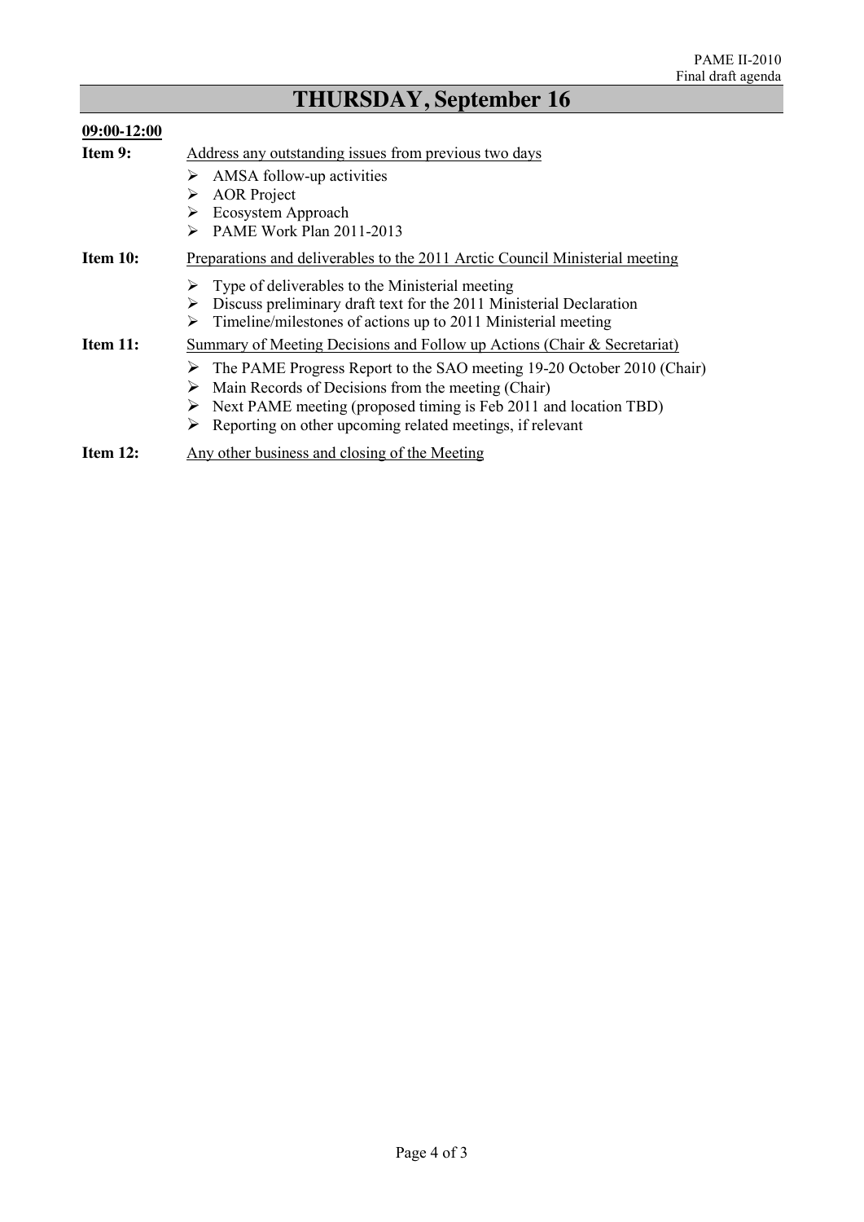# THURSDAY, September 16

**09:00-12:00**

**Item 9:** Address any outstanding issues from previous two days

- AMSA follow-up activities
- AOR Project
- Ecosystem Approach
- PAME Work Plan 2011-2013

**Item 10:** Preparations and deliverables to the 2011 Arctic Council Ministerial meeting

- Type of deliverables to the Ministerial meeting
- Discuss preliminary draft text for the 2011 Ministerial Declaration
- Timeline/milestones of actions up to 2011 Ministerial meeting

**Item 11:** Summary of Meeting Decisions and Follow up Actions (Chair & Secretariat)

- The PAME Progress Report to the SAO meeting 19-20 October 2010 (Chair)
- Main Records of Decisions from the meeting (Chair)
- Next PAME meeting (proposed timing is Feb 2011 and location TBD)
- Reporting on other upcoming related meetings, if relevant

**Item 12:** Any other business and closing of the Meeting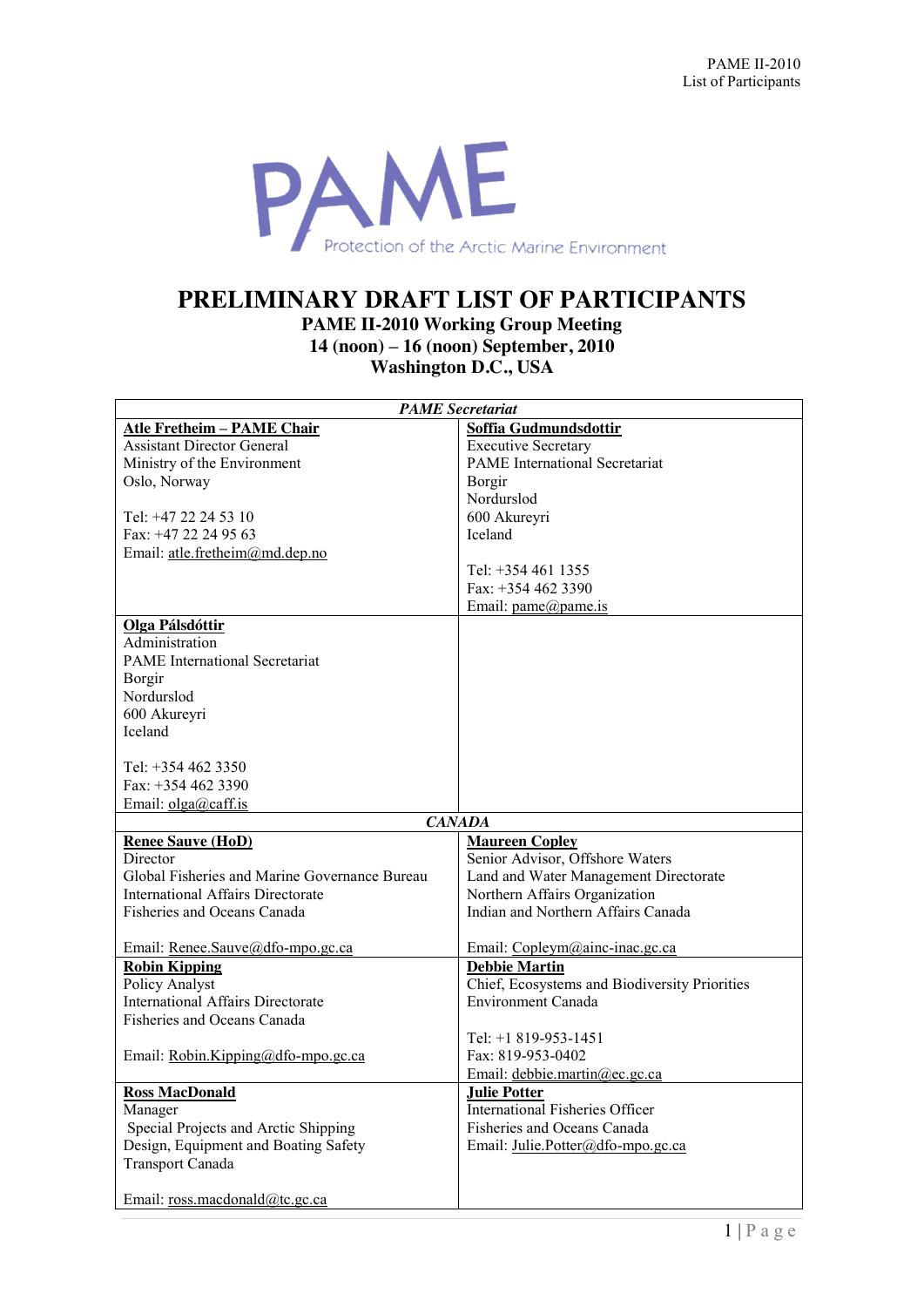PAME

Protection of the Arctic Marine Environment

# PRELIMINARY DRAFT LIST OF PARTICIPANTS

## PAME II-2010 Working Group Meeting
## 14 (noon) – 16 (noon) September, 2010
## Washington D.C., USA

| *PAME Secretariat* | |
|---|---|
| **Atle Fretheim – PAME Chair**<br>Assistant Director General<br>Ministry of the Environment<br>Oslo, Norway<br><br>Tel: +47 22 24 53 10<br>Fax: +47 22 24 95 63<br>Email: atle.fretheim@md.dep.no | **Soffia Gudmundsdottir**<br>Executive Secretary<br>PAME International Secretariat<br>Borgir<br>Nordurslod<br>600 Akureyri<br>Iceland<br><br>Tel: +354 461 1355<br>Fax: +354 462 3390<br>Email: pame@pame.is |
| **Olga Pálsdóttir**<br>Administration<br>PAME International Secretariat<br>Borgir<br>Nordurslod<br>600 Akureyri<br>Iceland<br><br>Tel: +354 462 3350<br>Fax: +354 462 3390<br>Email: olga@caff.is | |
| *CANADA* | |
| **Renee Sauve (HoD)**<br>Director<br>Global Fisheries and Marine Governance Bureau<br>International Affairs Directorate<br>Fisheries and Oceans Canada<br><br>Email: Renee.Sauve@dfo-mpo.gc.ca | **Maureen Copley**<br>Senior Advisor, Offshore Waters<br>Land and Water Management Directorate<br>Northern Affairs Organization<br>Indian and Northern Affairs Canada<br><br>Email: Copleym@ainc-inac.gc.ca |
| **Robin Kipping**<br>Policy Analyst<br>International Affairs Directorate<br>Fisheries and Oceans Canada<br><br>Email: Robin.Kipping@dfo-mpo.gc.ca | **Debbie Martin**<br>Chief, Ecosystems and Biodiversity Priorities<br>Environment Canada<br><br>Tel: +1 819-953-1451<br>Fax: 819-953-0402<br>Email: debbie.martin@ec.gc.ca |
| **Ross MacDonald**<br>Manager<br>Special Projects and Arctic Shipping<br>Design, Equipment and Boating Safety<br>Transport Canada<br><br>Email: ross.macdonald@tc.gc.ca | **Julie Potter**<br>International Fisheries Officer<br>Fisheries and Oceans Canada<br>Email: Julie.Potter@dfo-mpo.gc.ca |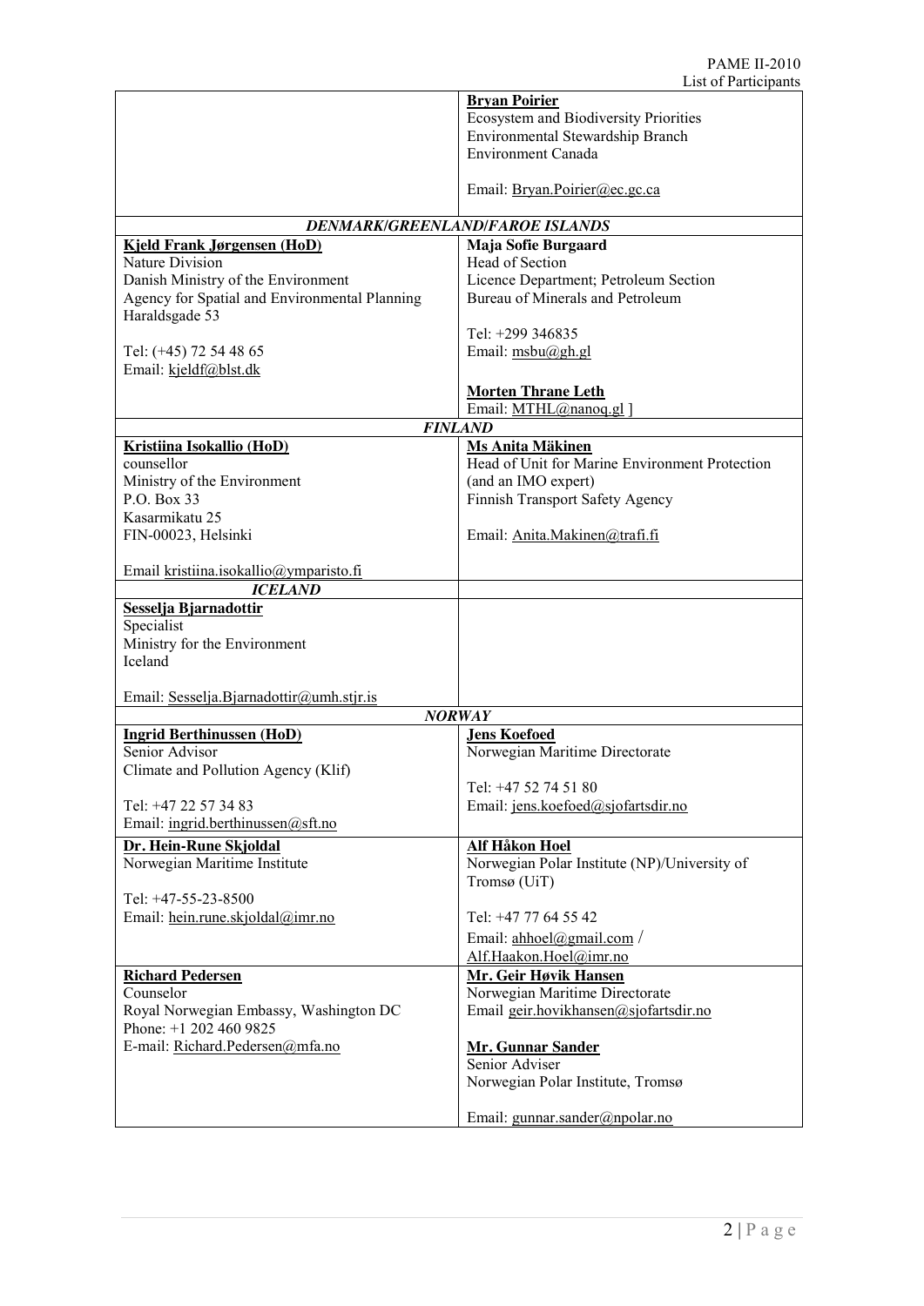| | |
|---|---|
| | **Bryan Poirier**<br>Ecosystem and Biodiversity Priorities<br>Environmental Stewardship Branch<br>Environment Canada<br><br>Email: Bryan.Poirier@ec.gc.ca |
| ***DENMARK/GREENLAND/FAROE ISLANDS*** | |
| **Kjeld Frank Jørgensen (HoD)**<br>Nature Division<br>Danish Ministry of the Environment<br>Agency for Spatial and Environmental Planning<br>Haraldsgade 53<br><br>Tel: (+45) 72 54 48 65<br>Email: kjeldf@blst.dk | **Maja Sofie Burgaard**<br>Head of Section<br>Licence Department; Petroleum Section<br>Bureau of Minerals and Petroleum<br><br>Tel: +299 346835<br>Email: msbu@gh.gl<br><br>**Morten Thrane Leth**<br>Email: MTHL@nanoq.gl ] |
| ***FINLAND*** | |
| **Kristiina Isokallio (HoD)**<br>counsellor<br>Ministry of the Environment<br>P.O. Box 33<br>Kasarmikatu 25<br>FIN-00023, Helsinki<br><br>Email kristiina.isokallio@ymparisto.fi | **Ms Anita Mäkinen**<br>Head of Unit for Marine Environment Protection (and an IMO expert)<br>Finnish Transport Safety Agency<br><br>Email: Anita.Makinen@trafi.fi |
| ***ICELAND*** | |
| **Sesselja Bjarnadottir**<br>Specialist<br>Ministry for the Environment<br>Iceland<br><br>Email: Sesselja.Bjarnadottir@umh.stjr.is | |
| ***NORWAY*** | |
| **Ingrid Berthinussen (HoD)**<br>Senior Advisor<br>Climate and Pollution Agency (Klif)<br><br>Tel: +47 22 57 34 83<br>Email: ingrid.berthinussen@sft.no | **Jens Koefoed**<br>Norwegian Maritime Directorate<br><br>Tel: +47 52 74 51 80<br>Email: jens.koefoed@sjofartsdir.no |
| **Dr. Hein-Rune Skjoldal**<br>Norwegian Maritime Institute<br><br>Tel: +47-55-23-8500<br>Email: hein.rune.skjoldal@imr.no | **Alf Håkon Hoel**<br>Norwegian Polar Institute (NP)/University of Tromsø (UiT)<br><br>Tel: +47 77 64 55 42<br>Email: ahhoel@gmail.com / Alf.Haakon.Hoel@imr.no |
| **Richard Pedersen**<br>Counselor<br>Royal Norwegian Embassy, Washington DC<br>Phone: +1 202 460 9825<br>E-mail: Richard.Pedersen@mfa.no | **Mr. Geir Høvik Hansen**<br>Norwegian Maritime Directorate<br>Email geir.hovikhansen@sjofartsdir.no<br><br>**Mr. Gunnar Sander**<br>Senior Adviser<br>Norwegian Polar Institute, Tromsø<br><br>Email: gunnar.sander@npolar.no |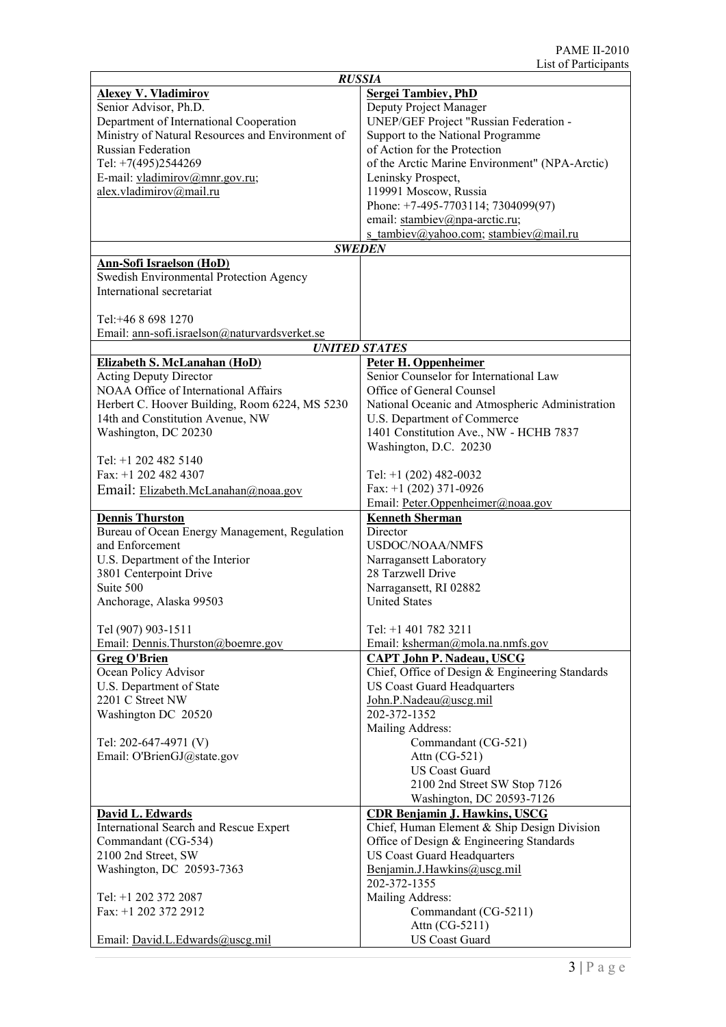| *RUSSIA* | |
|---|---|
| **Alexey V. Vladimirov**<br>Senior Advisor, Ph.D.<br>Department of International Cooperation<br>Ministry of Natural Resources and Environment of Russian Federation<br>Tel: +7(495)2544269<br>E-mail: vladimirov@mnr.gov.ru;<br>alex.vladimirov@mail.ru | **Sergei Tambiev, PhD**<br>Deputy Project Manager<br>UNEP/GEF Project "Russian Federation - Support to the National Programme of Action for the Protection of the Arctic Marine Environment" (NPA-Arctic)<br>Leninsky Prospect,<br>119991 Moscow, Russia<br>Phone: +7-495-7703114; 7304099(97)<br>email: stambiev@npa-arctic.ru;<br>s_tambiev@yahoo.com; stambiev@mail.ru |
| *SWEDEN* | |
| **Ann-Sofi Israelson (HoD)**<br>Swedish Environmental Protection Agency<br>International secretariat<br><br>Tel:+46 8 698 1270<br>Email: ann-sofi.israelson@naturvardsverket.se | |
| *UNITED STATES* | |
| **Elizabeth S. McLanahan (HoD)**<br>Acting Deputy Director<br>NOAA Office of International Affairs<br>Herbert C. Hoover Building, Room 6224, MS 5230<br>14th and Constitution Avenue, NW<br>Washington, DC 20230<br><br>Tel: +1 202 482 5140<br>Fax: +1 202 482 4307<br>Email: Elizabeth.McLanahan@noaa.gov | **Peter H. Oppenheimer**<br>Senior Counselor for International Law<br>Office of General Counsel<br>National Oceanic and Atmospheric Administration<br>U.S. Department of Commerce<br>1401 Constitution Ave., NW - HCHB 7837<br>Washington, D.C. 20230<br><br>Tel: +1 (202) 482-0032<br>Fax: +1 (202) 371-0926<br>Email: Peter.Oppenheimer@noaa.gov |
| **Dennis Thurston**<br>Bureau of Ocean Energy Management, Regulation and Enforcement<br>U.S. Department of the Interior<br>3801 Centerpoint Drive<br>Suite 500<br>Anchorage, Alaska 99503<br><br>Tel (907) 903-1511<br>Email: Dennis.Thurston@boemre.gov | **Kenneth Sherman**<br>Director<br>USDOC/NOAA/NMFS<br>Narragansett Laboratory<br>28 Tarzwell Drive<br>Narragansett, RI 02882<br>United States<br><br>Tel: +1 401 782 3211<br>Email: ksherman@mola.na.nmfs.gov |
| **Greg O'Brien**<br>Ocean Policy Advisor<br>U.S. Department of State<br>2201 C Street NW<br>Washington DC 20520<br><br>Tel: 202-647-4971 (V)<br>Email: O'BrienGJ@state.gov | **CAPT John P. Nadeau, USCG**<br>Chief, Office of Design & Engineering Standards<br>US Coast Guard Headquarters<br>John.P.Nadeau@uscg.mil<br>202-372-1352<br>Mailing Address:<br>Commandant (CG-521)<br>Attn (CG-521)<br>US Coast Guard<br>2100 2nd Street SW Stop 7126<br>Washington, DC 20593-7126 |
| **David L. Edwards**<br>International Search and Rescue Expert<br>Commandant (CG-534)<br>2100 2nd Street, SW<br>Washington, DC 20593-7363<br><br>Tel: +1 202 372 2087<br>Fax: +1 202 372 2912<br><br>Email: David.L.Edwards@uscg.mil | **CDR Benjamin J. Hawkins, USCG**<br>Chief, Human Element & Ship Design Division<br>Office of Design & Engineering Standards<br>US Coast Guard Headquarters<br>Benjamin.J.Hawkins@uscg.mil<br>202-372-1355<br>Mailing Address:<br>Commandant (CG-5211)<br>Attn (CG-5211)<br>US Coast Guard |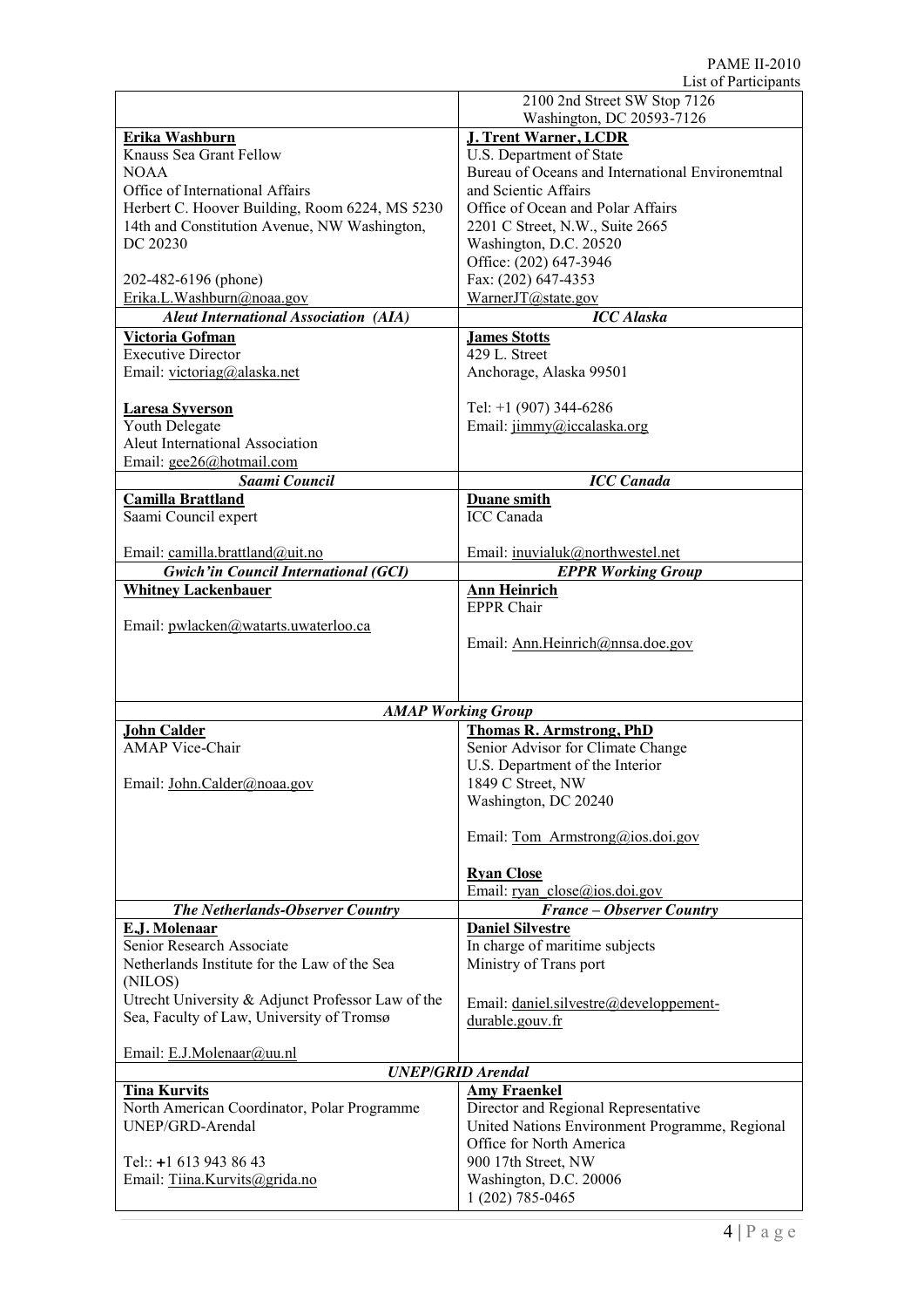| | |
|---|---|
| | 2100 2nd Street SW Stop 7126<br>Washington, DC 20593-7126 |
| **Erika Washburn**<br>Knauss Sea Grant Fellow<br>NOAA<br>Office of International Affairs<br>Herbert C. Hoover Building, Room 6224, MS 5230<br>14th and Constitution Avenue, NW Washington, DC 20230<br><br>202-482-6196 (phone)<br>Erika.L.Washburn@noaa.gov | **J. Trent Warner, LCDR**<br>U.S. Department of State<br>Bureau of Oceans and International Environemtnal and Scientic Affairs<br>Office of Ocean and Polar Affairs<br>2201 C Street, N.W., Suite 2665<br>Washington, D.C. 20520<br>Office: (202) 647-3946<br>Fax: (202) 647-4353<br>WarnerJT@state.gov |
| ***Aleut International Association (AIA)*** | ***ICC Alaska*** |
| **Victoria Gofman**<br>Executive Director<br>Email: victoriag@alaska.net<br><br>**Laresa Syverson**<br>Youth Delegate<br>Aleut International Association<br>Email: gee26@hotmail.com | **James Stotts**<br>429 L. Street<br>Anchorage, Alaska 99501<br><br>Tel: +1 (907) 344-6286<br>Email: jimmy@iccalaska.org |
| ***Saami Council*** | ***ICC Canada*** |
| **Camilla Brattland**<br>Saami Council expert<br><br>Email: camilla.brattland@uit.no | **Duane smith**<br>ICC Canada<br><br>Email: inuvialuk@northwestel.net |
| ***Gwich'in Council International (GCI)*** | ***EPPR Working Group*** |
| **Whitney Lackenbauer**<br><br>Email: pwlacken@watarts.uwaterloo.ca | **Ann Heinrich**<br>EPPR Chair<br><br>Email: Ann.Heinrich@nnsa.doe.gov |
| ***AMAP Working Group*** | |
| **John Calder**<br>AMAP Vice-Chair<br><br>Email: John.Calder@noaa.gov | **Thomas R. Armstrong, PhD**<br>Senior Advisor for Climate Change<br>U.S. Department of the Interior<br>1849 C Street, NW<br>Washington, DC 20240<br><br>Email: Tom_Armstrong@ios.doi.gov<br><br>**Ryan Close**<br>Email: ryan_close@ios.doi.gov |
| ***The Netherlands-Observer Country*** | ***France – Observer Country*** |
| **E.J. Molenaar**<br>Senior Research Associate<br>Netherlands Institute for the Law of the Sea (NILOS)<br>Utrecht University & Adjunct Professor Law of the Sea, Faculty of Law, University of Tromsø<br><br>Email: E.J.Molenaar@uu.nl | **Daniel Silvestre**<br>In charge of maritime subjects<br>Ministry of Trans port<br><br>Email: daniel.silvestre@developpement-durable.gouv.fr |
| ***UNEP/GRID Arendal*** | |
| **Tina Kurvits**<br>North American Coordinator, Polar Programme<br>UNEP/GRD-Arendal<br><br>Tel:: +1 613 943 86 43<br>Email: Tiina.Kurvits@grida.no | **Amy Fraenkel**<br>Director and Regional Representative<br>United Nations Environment Programme, Regional Office for North America<br>900 17th Street, NW<br>Washington, D.C. 20006<br>1 (202) 785-0465 |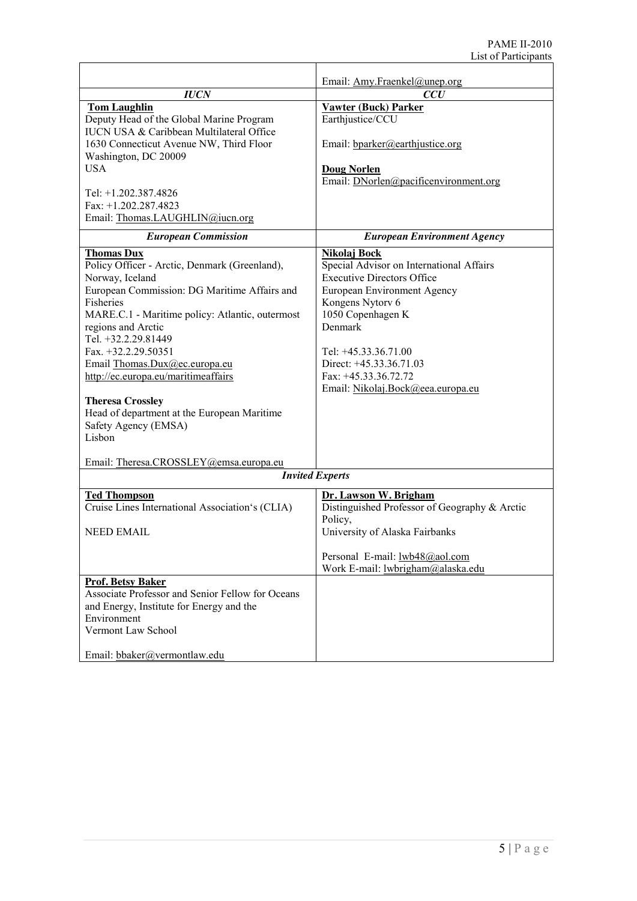| | |
|---|---|
| | Email: Amy.Fraenkel@unep.org |
| ***IUCN*** | ***CCU*** |
| **Tom Laughlin**<br>Deputy Head of the Global Marine Program<br>IUCN USA & Caribbean Multilateral Office<br>1630 Connecticut Avenue NW, Third Floor<br>Washington, DC 20009<br>USA<br><br>Tel: +1.202.387.4826<br>Fax: +1.202.287.4823<br>Email: Thomas.LAUGHLIN@iucn.org | **Vawter (Buck) Parker**<br>Earthjustice/CCU<br><br>Email: bparker@earthjustice.org<br><br>**Doug Norlen**<br>Email: DNorlen@pacificenvironment.org |
| ***European Commission*** | ***European Environment Agency*** |
| **Thomas Dux**<br>Policy Officer - Arctic, Denmark (Greenland), Norway, Iceland<br>European Commission: DG Maritime Affairs and Fisheries<br>MARE.C.1 - Maritime policy: Atlantic, outermost regions and Arctic<br>Tel. +32.2.29.81449<br>Fax. +32.2.29.50351<br>Email Thomas.Dux@ec.europa.eu<br>http://ec.europa.eu/maritimeaffairs<br><br>**Theresa Crossley**<br>Head of department at the European Maritime Safety Agency (EMSA)<br>Lisbon<br><br>Email: Theresa.CROSSLEY@emsa.europa.eu | **Nikolaj Bock**<br>Special Advisor on International Affairs<br>Executive Directors Office<br>European Environment Agency<br>Kongens Nytorv 6<br>1050 Copenhagen K<br>Denmark<br><br>Tel: +45.33.36.71.00<br>Direct: +45.33.36.71.03<br>Fax: +45.33.36.72.72<br>Email: Nikolaj.Bock@eea.europa.eu |
| ***Invited Experts*** | |
| **Ted Thompson**<br>Cruise Lines International Association's (CLIA)<br><br>NEED EMAIL | **Dr. Lawson W. Brigham**<br>Distinguished Professor of Geography & Arctic Policy,<br>University of Alaska Fairbanks<br><br>Personal E-mail: lwb48@aol.com<br>Work E-mail: lwbrigham@alaska.edu |
| **Prof. Betsy Baker**<br>Associate Professor and Senior Fellow for Oceans and Energy, Institute for Energy and the Environment<br>Vermont Law School<br><br>Email: bbaker@vermontlaw.edu | |